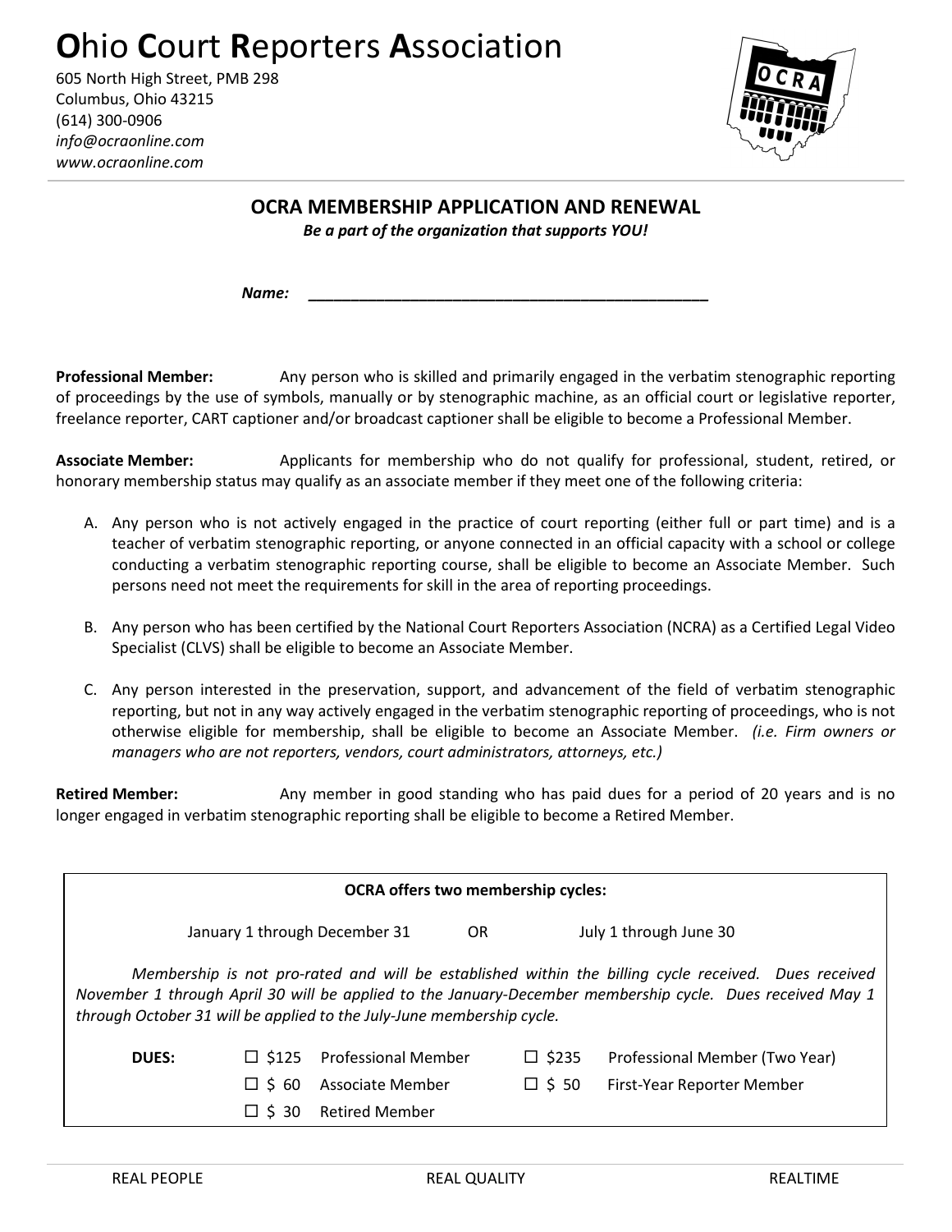# Ohio Court Reporters Association

605 North High Street, PMB 298
Columbus, Ohio 43215
(614) 300-0906
*info@ocraonline.com*
*www.ocraonline.com*

## OCRA MEMBERSHIP APPLICATION AND RENEWAL

***Be a part of the organization that supports YOU!***

***Name:*** ________________________________________________

**Professional Member:** Any person who is skilled and primarily engaged in the verbatim stenographic reporting of proceedings by the use of symbols, manually or by stenographic machine, as an official court or legislative reporter, freelance reporter, CART captioner and/or broadcast captioner shall be eligible to become a Professional Member.

**Associate Member:** Applicants for membership who do not qualify for professional, student, retired, or honorary membership status may qualify as an associate member if they meet one of the following criteria:

A. Any person who is not actively engaged in the practice of court reporting (either full or part time) and is a teacher of verbatim stenographic reporting, or anyone connected in an official capacity with a school or college conducting a verbatim stenographic reporting course, shall be eligible to become an Associate Member. Such persons need not meet the requirements for skill in the area of reporting proceedings.

B. Any person who has been certified by the National Court Reporters Association (NCRA) as a Certified Legal Video Specialist (CLVS) shall be eligible to become an Associate Member.

C. Any person interested in the preservation, support, and advancement of the field of verbatim stenographic reporting, but not in any way actively engaged in the verbatim stenographic reporting of proceedings, who is not otherwise eligible for membership, shall be eligible to become an Associate Member. *(i.e. Firm owners or managers who are not reporters, vendors, court administrators, attorneys, etc.)*

**Retired Member:** Any member in good standing who has paid dues for a period of 20 years and is no longer engaged in verbatim stenographic reporting shall be eligible to become a Retired Member.

**OCRA offers two membership cycles:**

January 1 through December 31 OR July 1 through June 30

*Membership is not pro-rated and will be established within the billing cycle received. Dues received November 1 through April 30 will be applied to the January-December membership cycle. Dues received May 1 through October 31 will be applied to the July-June membership cycle.*

**DUES:**

- ☐ $125 Professional Member
- ☐ $235 Professional Member (Two Year)
- ☐ $ 60 Associate Member
- ☐ $ 50 First-Year Reporter Member
- ☐ $ 30 Retired Member

REAL PEOPLE REAL QUALITY REALTIME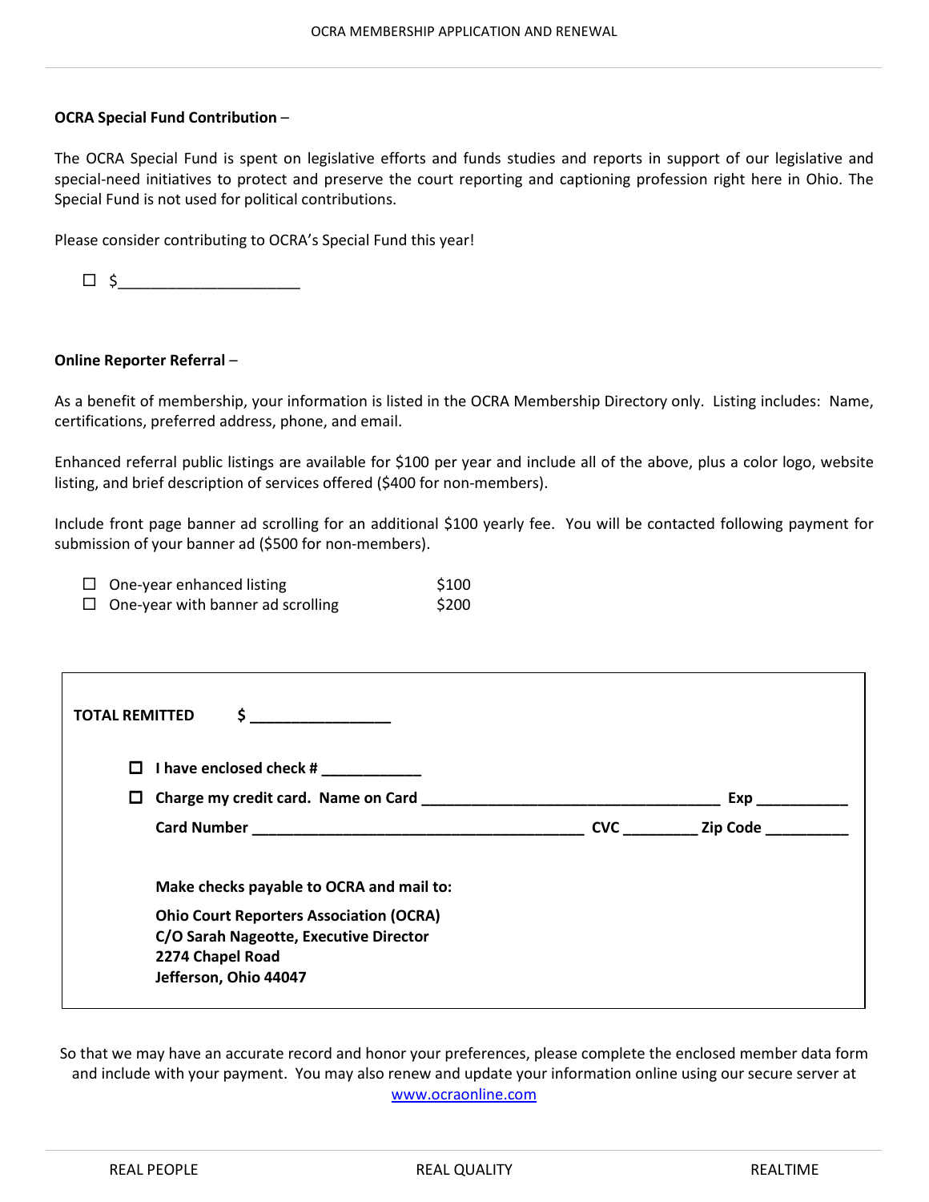**OCRA Special Fund Contribution** –

The OCRA Special Fund is spent on legislative efforts and funds studies and reports in support of our legislative and special-need initiatives to protect and preserve the court reporting and captioning profession right here in Ohio. The Special Fund is not used for political contributions.

Please consider contributing to OCRA's Special Fund this year!

☐ $______________________

**Online Reporter Referral** –

As a benefit of membership, your information is listed in the OCRA Membership Directory only. Listing includes: Name, certifications, preferred address, phone, and email.

Enhanced referral public listings are available for $100 per year and include all of the above, plus a color logo, website listing, and brief description of services offered ($400 for non-members).

Include front page banner ad scrolling for an additional $100 yearly fee. You will be contacted following payment for submission of your banner ad ($500 for non-members).

☐ One-year enhanced listing $100
☐ One-year with banner ad scrolling $200

**TOTAL REMITTED $ _________________**

☐ **I have enclosed check # ____________**

☐ **Charge my credit card. Name on Card ____________________________________ Exp ___________**

**Card Number __________________________________________ CVC _________ Zip Code __________**

**Make checks payable to OCRA and mail to:**

**Ohio Court Reporters Association (OCRA)**
**C/O Sarah Nageotte, Executive Director**
**2274 Chapel Road**
**Jefferson, Ohio 44047**

So that we may have an accurate record and honor your preferences, please complete the enclosed member data form and include with your payment. You may also renew and update your information online using our secure server at www.ocraonline.com

REAL PEOPLE REAL QUALITY REALTIME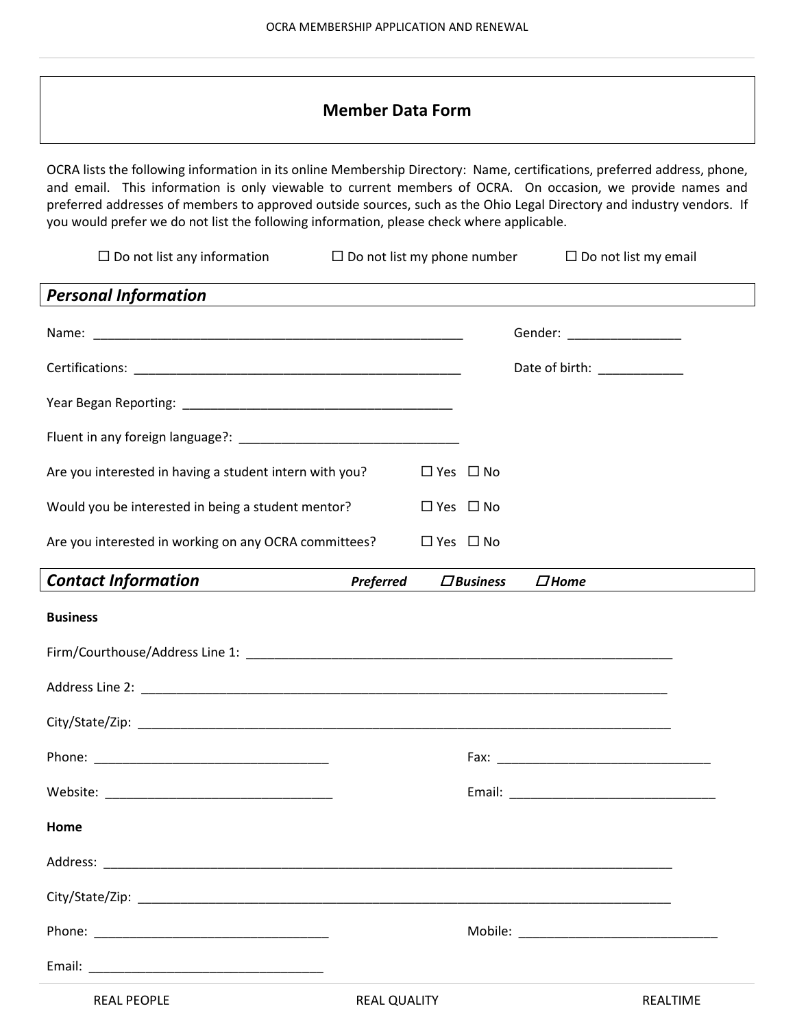# Member Data Form

OCRA lists the following information in its online Membership Directory: Name, certifications, preferred address, phone, and email. This information is only viewable to current members of OCRA. On occasion, we provide names and preferred addresses of members to approved outside sources, such as the Ohio Legal Directory and industry vendors. If you would prefer we do not list the following information, please check where applicable.

☐ Do not list any information ☐ Do not list my phone number ☐ Do not list my email

## *Personal Information*

Name: ______________________________________________________ Gender: ________________

Certifications: ________________________________________________ Date of birth: ____________

Year Began Reporting: _______________________________________

Fluent in any foreign language?: ________________________________

Are you interested in having a student intern with you? ☐ Yes ☐ No

Would you be interested in being a student mentor? ☐ Yes ☐ No

Are you interested in working on any OCRA committees? ☐ Yes ☐ No

## *Contact Information* ***Preferred*** ***☐ Business*** ***☐ Home***

**Business**

Firm/Courthouse/Address Line 1: ______________________________________________________________

Address Line 2: ____________________________________________________________________________

City/State/Zip: _____________________________________________________________________________

Phone: __________________________________ Fax: ______________________________

Website: _________________________________ Email: _____________________________

**Home**

Address: __________________________________________________________________________________

City/State/Zip: _____________________________________________________________________________

Phone: __________________________________ Mobile: ____________________________

Email: __________________________________

REAL PEOPLE REAL QUALITY REALTIME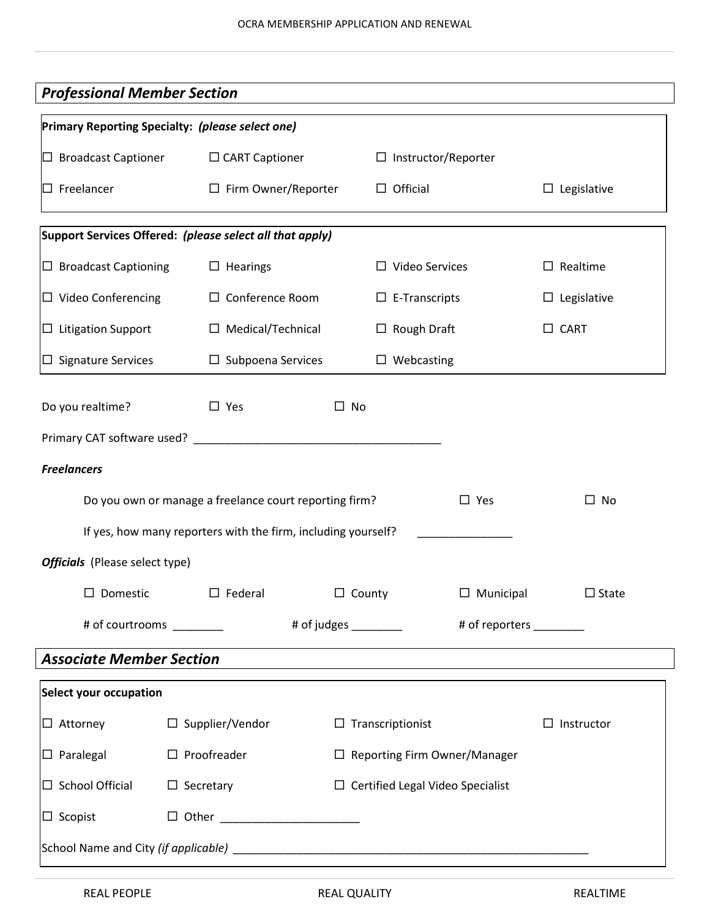## *Professional Member Section*

**Primary Reporting Specialty:** ***(please select one)***

| | | | |
|---|---|---|---|
| ☐ Broadcast Captioner | ☐ CART Captioner | ☐ Instructor/Reporter | |
| ☐ Freelancer | ☐ Firm Owner/Reporter | ☐ Official | ☐ Legislative |

**Support Services Offered:** ***(please select all that apply)***

| | | | |
|---|---|---|---|
| ☐ Broadcast Captioning | ☐ Hearings | ☐ Video Services | ☐ Realtime |
| ☐ Video Conferencing | ☐ Conference Room | ☐ E-Transcripts | ☐ Legislative |
| ☐ Litigation Support | ☐ Medical/Technical | ☐ Rough Draft | ☐ CART |
| ☐ Signature Services | ☐ Subpoena Services | ☐ Webcasting | |

Do you realtime? ☐ Yes ☐ No

Primary CAT software used? ________________________________________

***Freelancers***

Do you own or manage a freelance court reporting firm? ☐ Yes ☐ No

If yes, how many reporters with the firm, including yourself? _______________

***Officials*** (Please select type)

☐ Domestic ☐ Federal ☐ County ☐ Municipal ☐ State

\# of courtrooms ________ # of judges ________ # of reporters ________

## *Associate Member Section*

**Select your occupation**

| | | | |
|---|---|---|---|
| ☐ Attorney | ☐ Supplier/Vendor | ☐ Transcriptionist | ☐ Instructor |
| ☐ Paralegal | ☐ Proofreader | ☐ Reporting Firm Owner/Manager | |
| ☐ School Official | ☐ Secretary | ☐ Certified Legal Video Specialist | |
| ☐ Scopist | ☐ Other ______________________ | | |

School Name and City *(if applicable)* __________________________________________________________